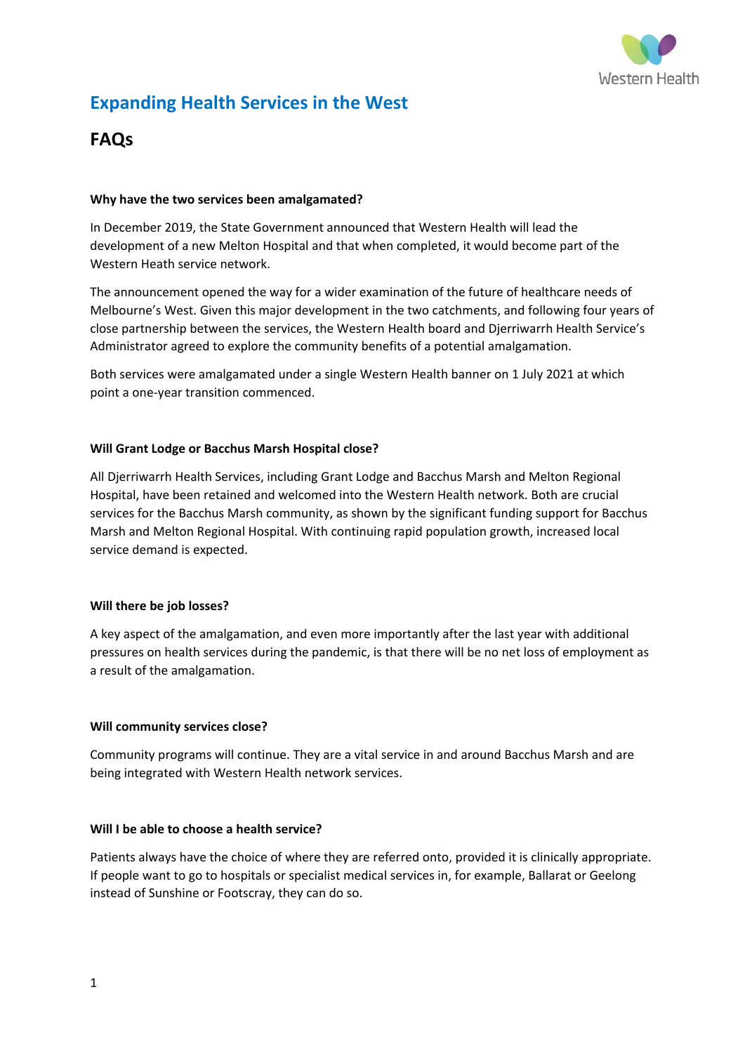# Expanding Health Services in the West

## FAQs

**Why have the two services been amalgamated?**

In December 2019, the State Government announced that Western Health will lead the development of a new Melton Hospital and that when completed, it would become part of the Western Heath service network.

The announcement opened the way for a wider examination of the future of healthcare needs of Melbourne's West. Given this major development in the two catchments, and following four years of close partnership between the services, the Western Health board and Djerriwarrh Health Service's Administrator agreed to explore the community benefits of a potential amalgamation.

Both services were amalgamated under a single Western Health banner on 1 July 2021 at which point a one-year transition commenced.

**Will Grant Lodge or Bacchus Marsh Hospital close?**

All Djerriwarrh Health Services, including Grant Lodge and Bacchus Marsh and Melton Regional Hospital, have been retained and welcomed into the Western Health network. Both are crucial services for the Bacchus Marsh community, as shown by the significant funding support for Bacchus Marsh and Melton Regional Hospital. With continuing rapid population growth, increased local service demand is expected.

**Will there be job losses?**

A key aspect of the amalgamation, and even more importantly after the last year with additional pressures on health services during the pandemic, is that there will be no net loss of employment as a result of the amalgamation.

**Will community services close?**

Community programs will continue. They are a vital service in and around Bacchus Marsh and are being integrated with Western Health network services.

**Will I be able to choose a health service?**

Patients always have the choice of where they are referred onto, provided it is clinically appropriate. If people want to go to hospitals or specialist medical services in, for example, Ballarat or Geelong instead of Sunshine or Footscray, they can do so.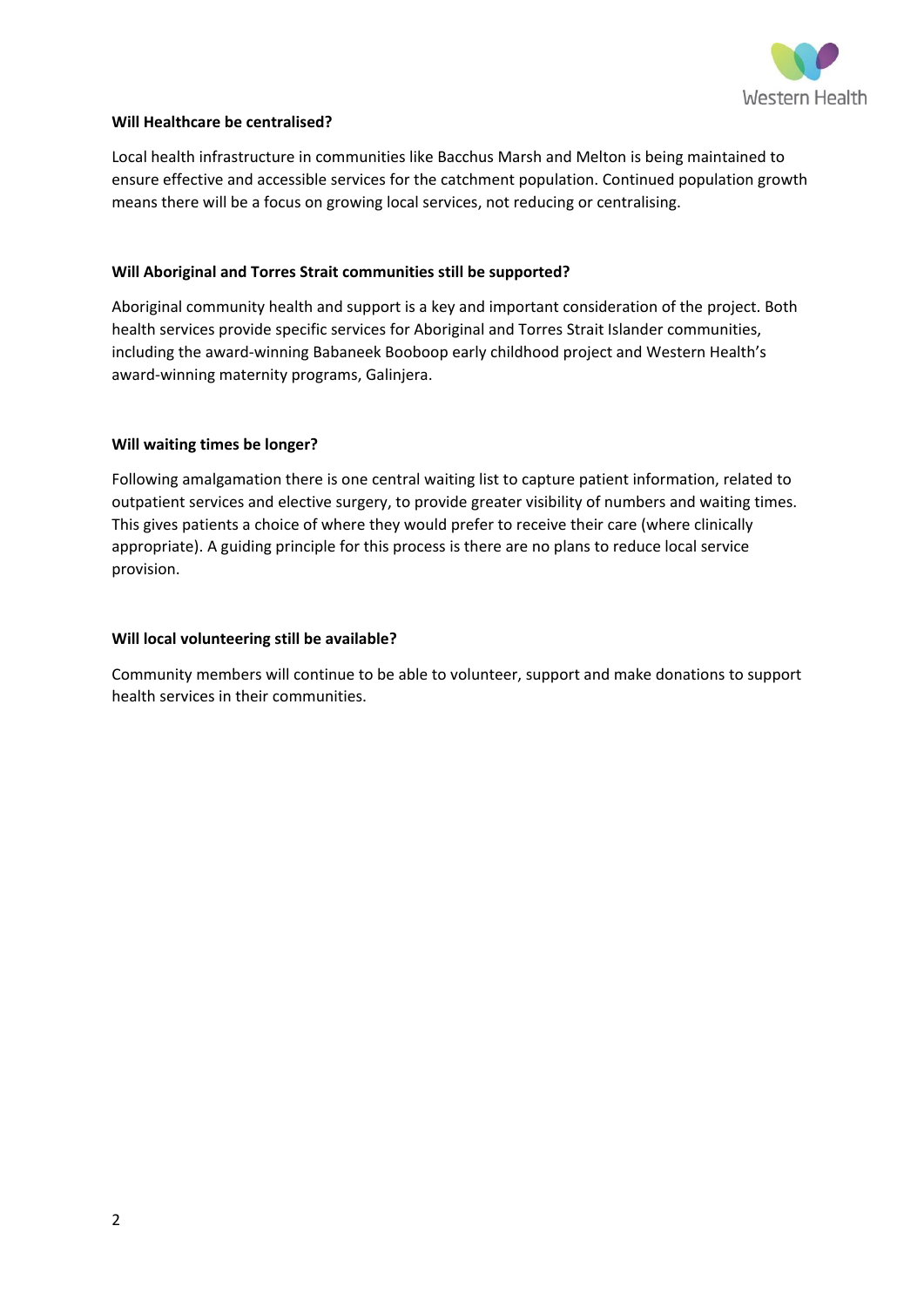**Will Healthcare be centralised?**

Local health infrastructure in communities like Bacchus Marsh and Melton is being maintained to ensure effective and accessible services for the catchment population. Continued population growth means there will be a focus on growing local services, not reducing or centralising.

**Will Aboriginal and Torres Strait communities still be supported?**

Aboriginal community health and support is a key and important consideration of the project. Both health services provide specific services for Aboriginal and Torres Strait Islander communities, including the award-winning Babaneek Booboop early childhood project and Western Health's award-winning maternity programs, Galinjera.

**Will waiting times be longer?**

Following amalgamation there is one central waiting list to capture patient information, related to outpatient services and elective surgery, to provide greater visibility of numbers and waiting times. This gives patients a choice of where they would prefer to receive their care (where clinically appropriate). A guiding principle for this process is there are no plans to reduce local service provision.

**Will local volunteering still be available?**

Community members will continue to be able to volunteer, support and make donations to support health services in their communities.